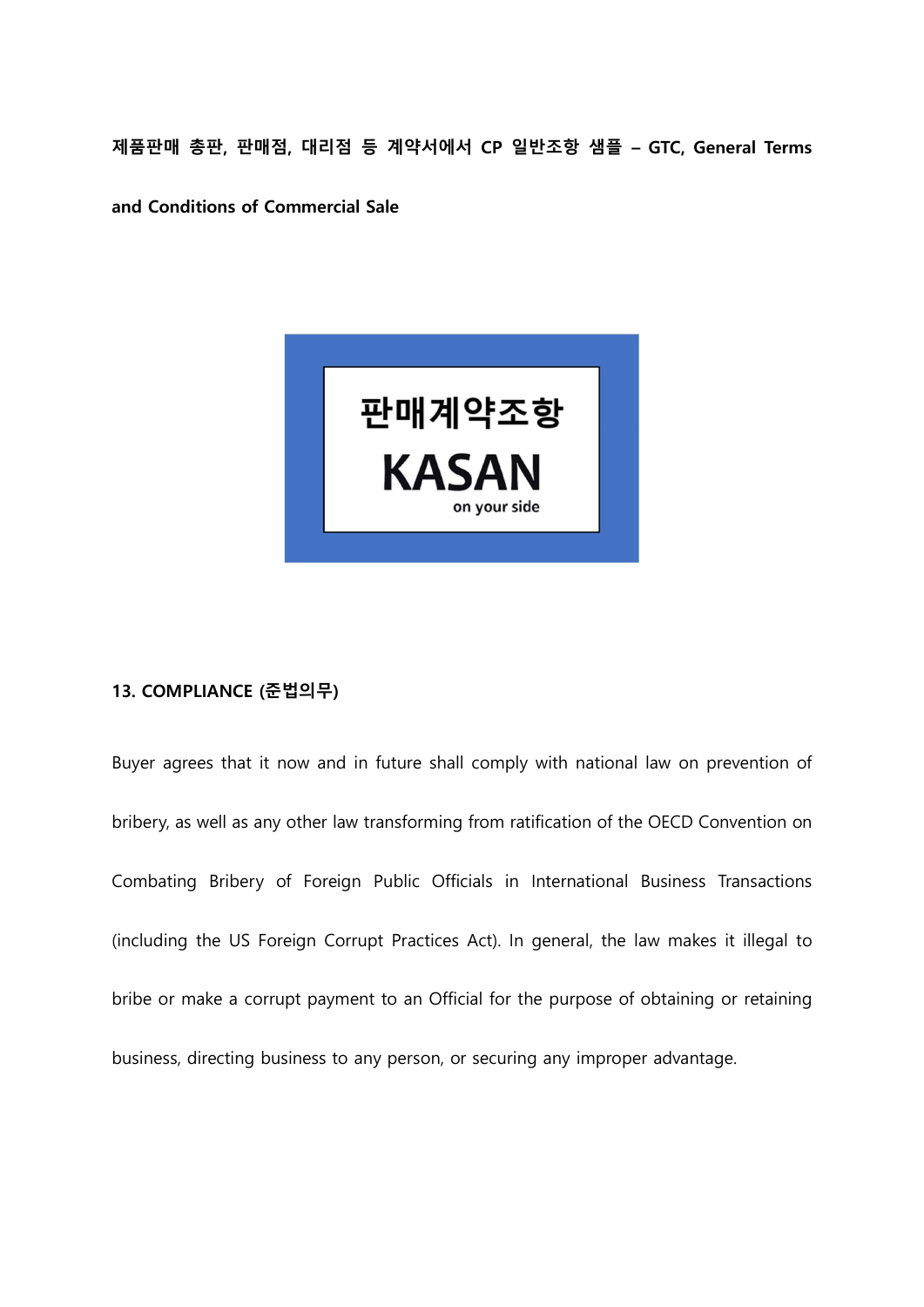**제품판매 총판, 판매점, 대리점 등 계약서에서 CP 일반조항 샘플 – GTC, General Terms and Conditions of Commercial Sale**

판매계약조항

KASAN

on your side

## 13. COMPLIANCE (준법의무)

Buyer agrees that it now and in future shall comply with national law on prevention of bribery, as well as any other law transforming from ratification of the OECD Convention on Combating Bribery of Foreign Public Officials in International Business Transactions (including the US Foreign Corrupt Practices Act). In general, the law makes it illegal to bribe or make a corrupt payment to an Official for the purpose of obtaining or retaining business, directing business to any person, or securing any improper advantage.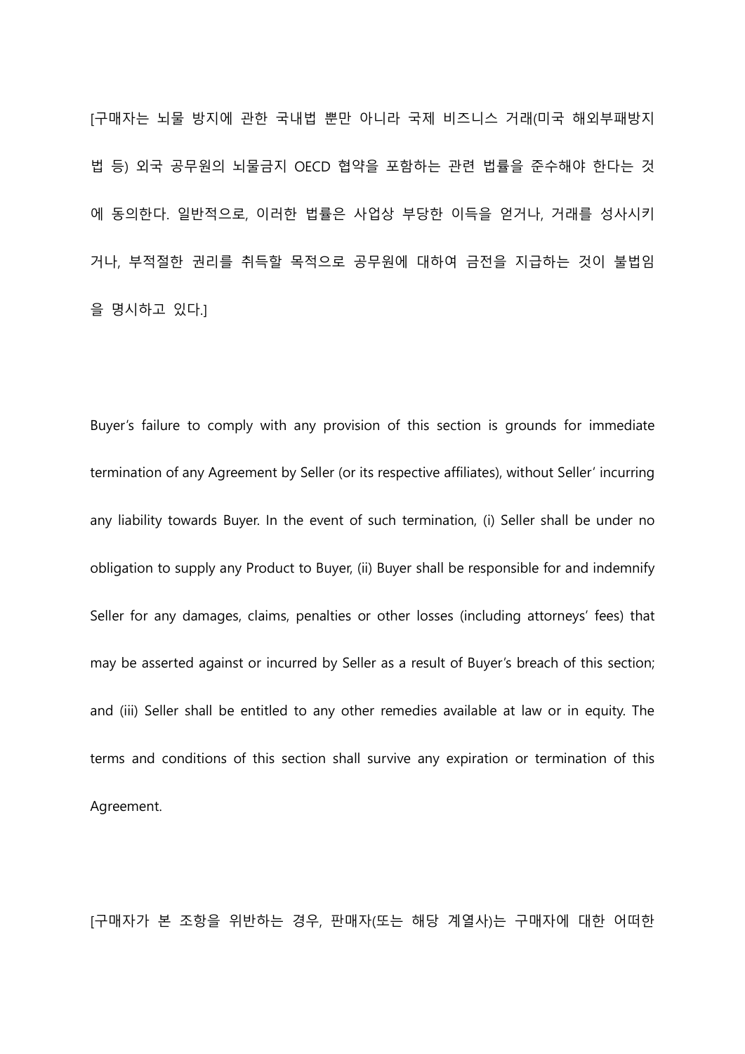[구매자는 뇌물 방지에 관한 국내법 뿐만 아니라 국제 비즈니스 거래(미국 해외부패방지법 등) 외국 공무원의 뇌물금지 OECD 협약을 포함하는 관련 법률을 준수해야 한다는 것에 동의한다. 일반적으로, 이러한 법률은 사업상 부당한 이득을 얻거나, 거래를 성사시키거나, 부적절한 권리를 취득할 목적으로 공무원에 대하여 금전을 지급하는 것이 불법임을 명시하고 있다.]

Buyer's failure to comply with any provision of this section is grounds for immediate termination of any Agreement by Seller (or its respective affiliates), without Seller' incurring any liability towards Buyer. In the event of such termination, (i) Seller shall be under no obligation to supply any Product to Buyer, (ii) Buyer shall be responsible for and indemnify Seller for any damages, claims, penalties or other losses (including attorneys' fees) that may be asserted against or incurred by Seller as a result of Buyer's breach of this section; and (iii) Seller shall be entitled to any other remedies available at law or in equity. The terms and conditions of this section shall survive any expiration or termination of this Agreement.

[구매자가 본 조항을 위반하는 경우, 판매자(또는 해당 계열사)는 구매자에 대한 어떠한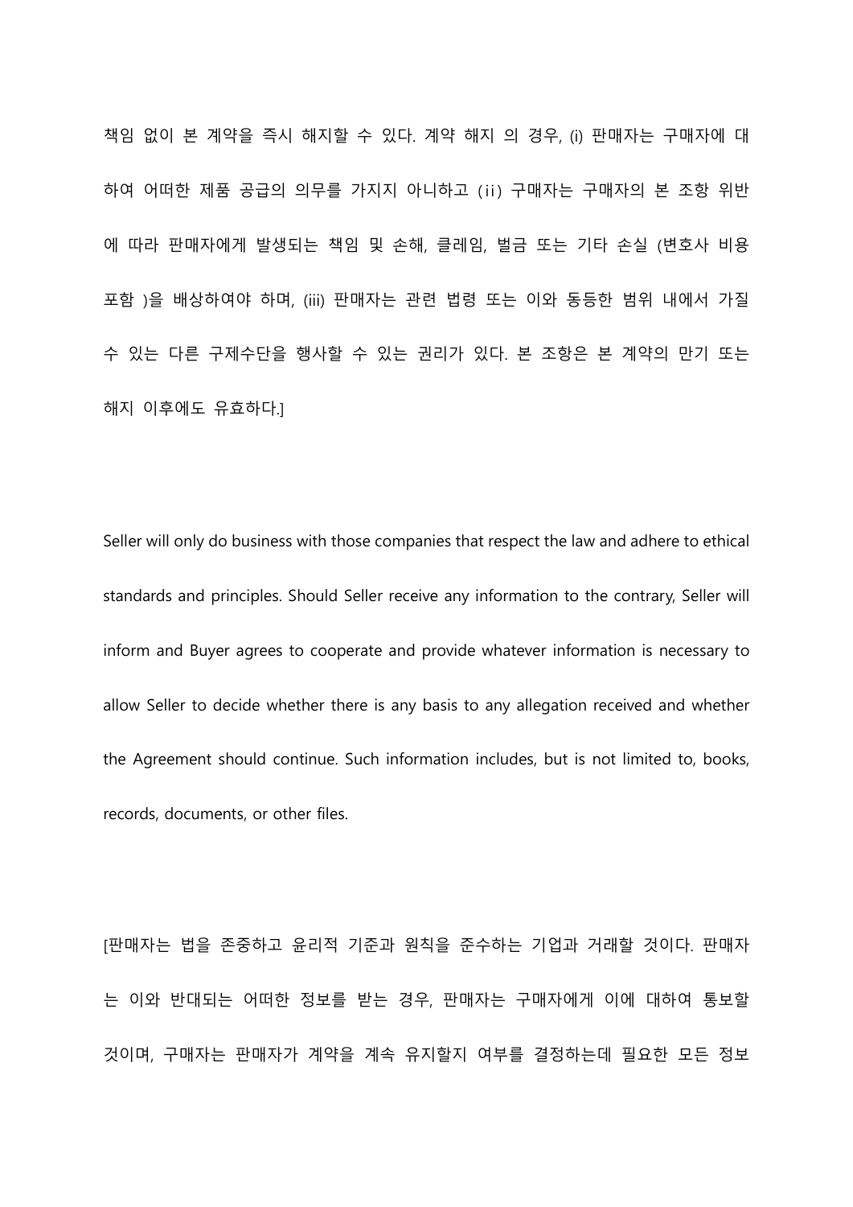책임 없이 본 계약을 즉시 해지할 수 있다. 계약 해지 의 경우, (i) 판매자는 구매자에 대하여 어떠한 제품 공급의 의무를 가지지 아니하고 (ii) 구매자는 구매자의 본 조항 위반에 따라 판매자에게 발생되는 책임 및 손해, 클레임, 벌금 또는 기타 손실 (변호사 비용 포함 )을 배상하여야 하며, (iii) 판매자는 관련 법령 또는 이와 동등한 범위 내에서 가질 수 있는 다른 구제수단을 행사할 수 있는 권리가 있다. 본 조항은 본 계약의 만기 또는 해지 이후에도 유효하다.]

Seller will only do business with those companies that respect the law and adhere to ethical standards and principles. Should Seller receive any information to the contrary, Seller will inform and Buyer agrees to cooperate and provide whatever information is necessary to allow Seller to decide whether there is any basis to any allegation received and whether the Agreement should continue. Such information includes, but is not limited to, books, records, documents, or other files.

[판매자는 법을 존중하고 윤리적 기준과 원칙을 준수하는 기업과 거래할 것이다. 판매자는 이와 반대되는 어떠한 정보를 받는 경우, 판매자는 구매자에게 이에 대하여 통보할 것이며, 구매자는 판매자가 계약을 계속 유지할지 여부를 결정하는데 필요한 모든 정보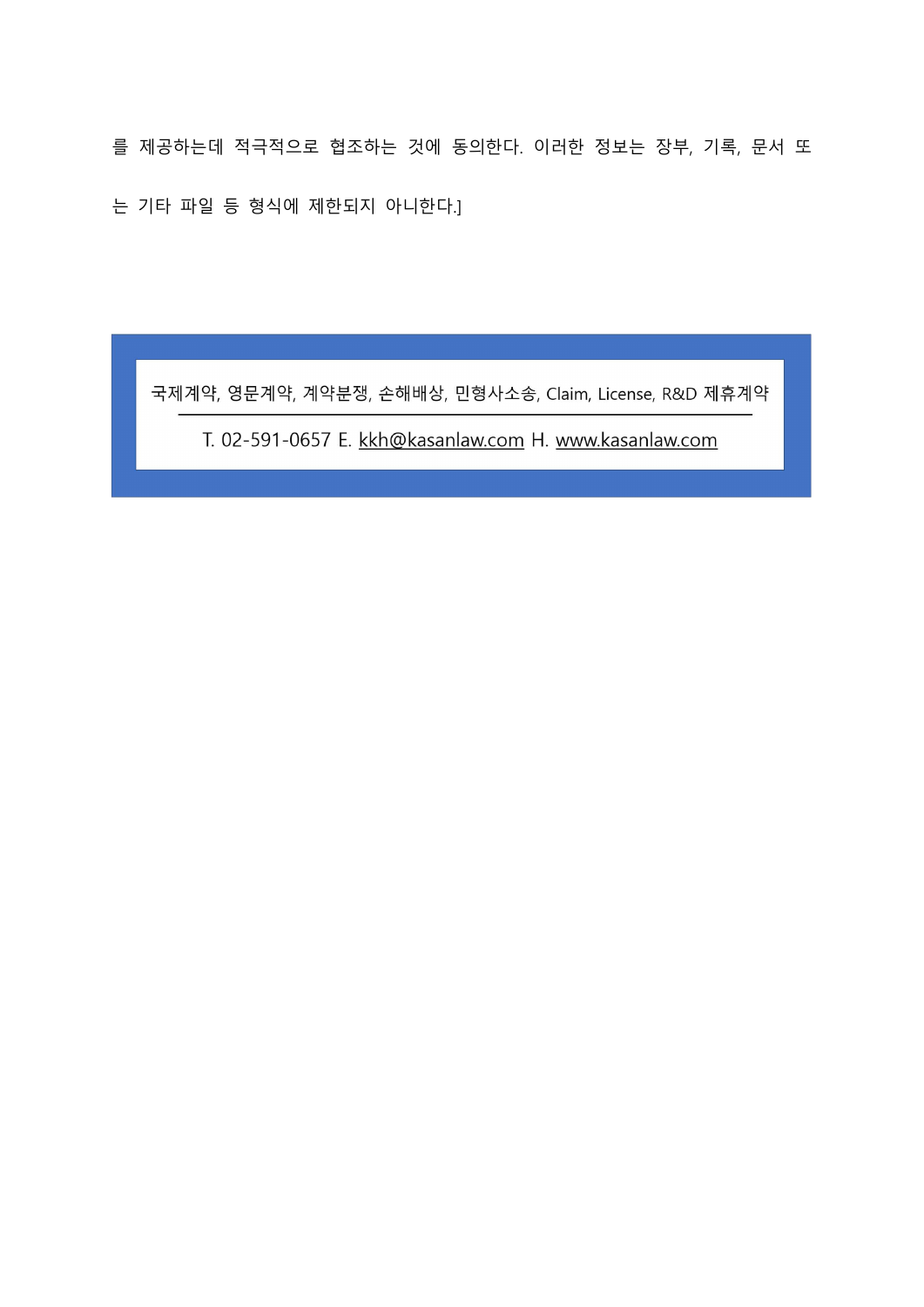를 제공하는데 적극적으로 협조하는 것에 동의한다. 이러한 정보는 장부, 기록, 문서 또는 기타 파일 등 형식에 제한되지 아니한다.]

국제계약, 영문계약, 계약분쟁, 손해배상, 민형사소송, Claim, License, R&D 제휴계약

T. 02-591-0657 E. kkh@kasanlaw.com H. www.kasanlaw.com